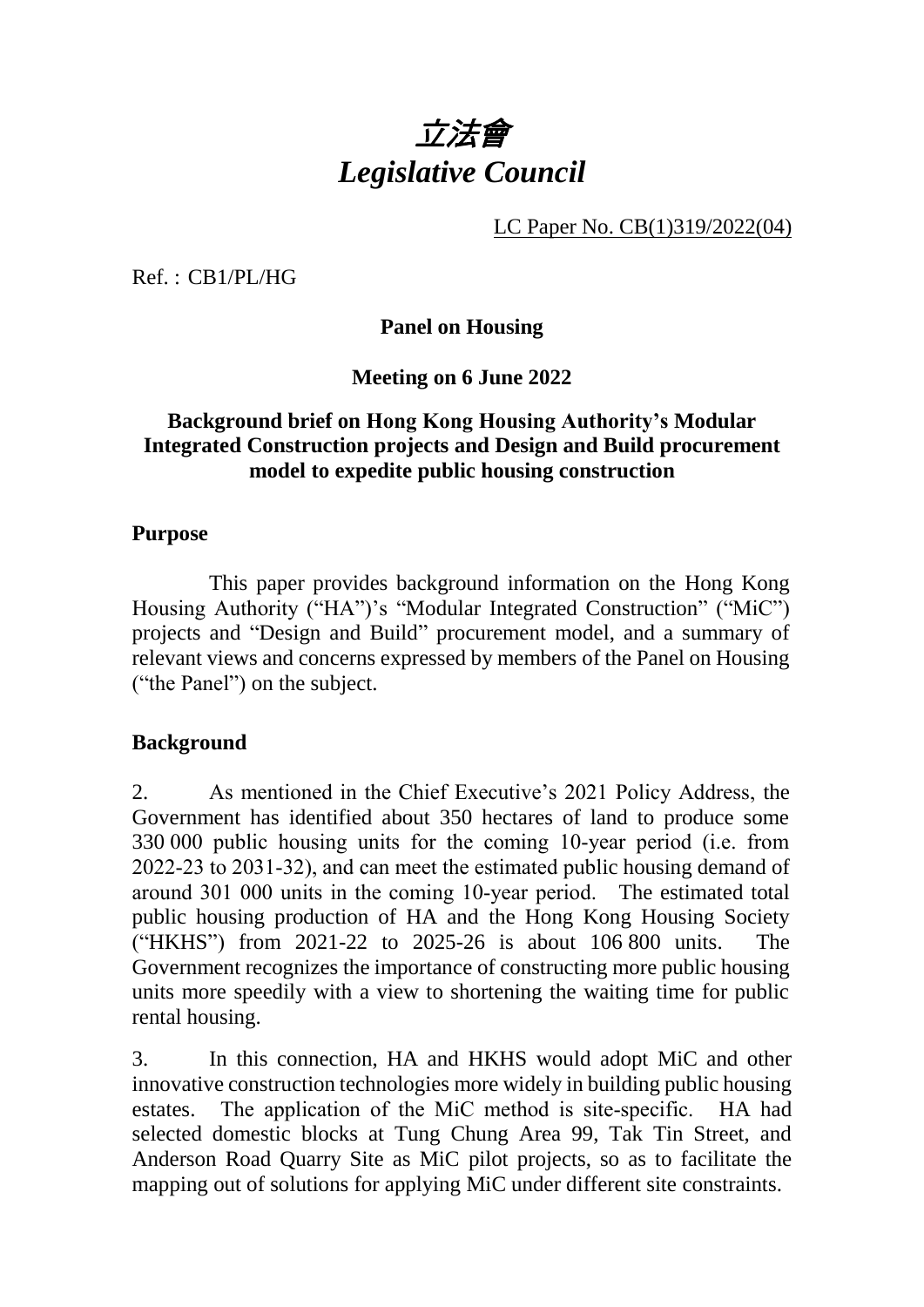# *立法會*
# *Legislative Council*

LC Paper No. CB(1)319/2022(04)

Ref. : CB1/PL/HG

**Panel on Housing**

**Meeting on 6 June 2022**

**Background brief on Hong Kong Housing Authority's Modular Integrated Construction projects and Design and Build procurement model to expedite public housing construction**

## Purpose

This paper provides background information on the Hong Kong Housing Authority ("HA")'s "Modular Integrated Construction" ("MiC") projects and "Design and Build" procurement model, and a summary of relevant views and concerns expressed by members of the Panel on Housing ("the Panel") on the subject.

## Background

2. As mentioned in the Chief Executive's 2021 Policy Address, the Government has identified about 350 hectares of land to produce some 330 000 public housing units for the coming 10-year period (i.e. from 2022-23 to 2031-32), and can meet the estimated public housing demand of around 301 000 units in the coming 10-year period. The estimated total public housing production of HA and the Hong Kong Housing Society ("HKHS") from 2021-22 to 2025-26 is about 106 800 units. The Government recognizes the importance of constructing more public housing units more speedily with a view to shortening the waiting time for public rental housing.

3. In this connection, HA and HKHS would adopt MiC and other innovative construction technologies more widely in building public housing estates. The application of the MiC method is site-specific. HA had selected domestic blocks at Tung Chung Area 99, Tak Tin Street, and Anderson Road Quarry Site as MiC pilot projects, so as to facilitate the mapping out of solutions for applying MiC under different site constraints.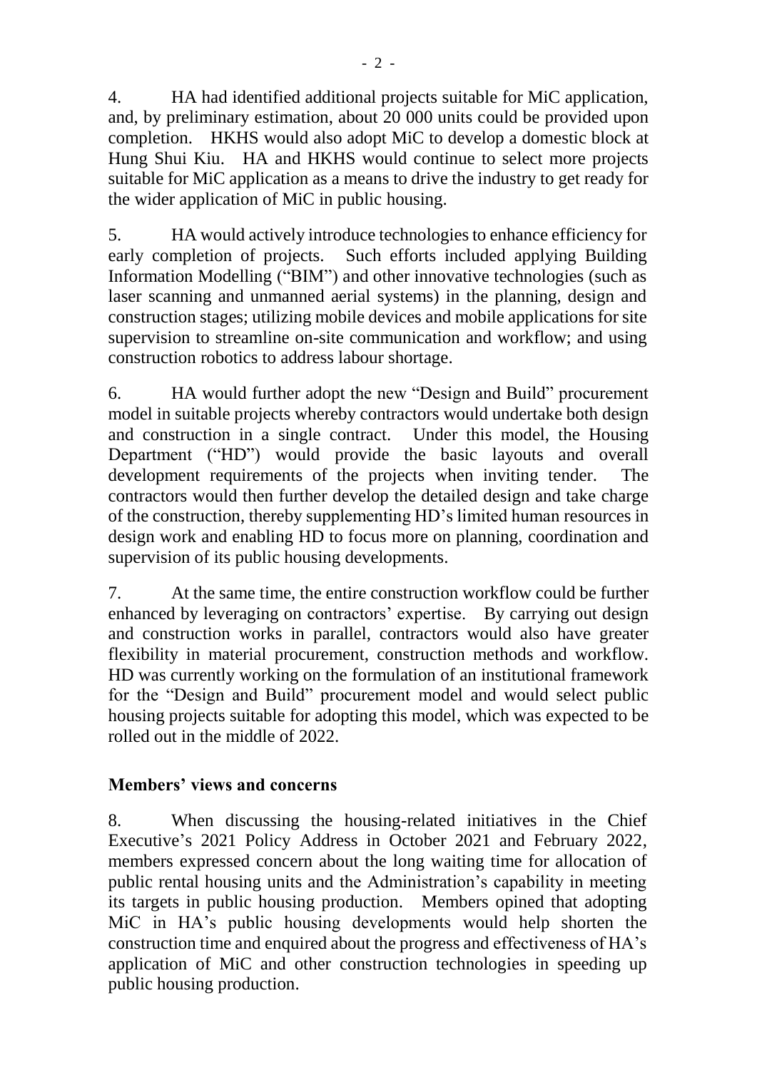4. HA had identified additional projects suitable for MiC application, and, by preliminary estimation, about 20 000 units could be provided upon completion. HKHS would also adopt MiC to develop a domestic block at Hung Shui Kiu. HA and HKHS would continue to select more projects suitable for MiC application as a means to drive the industry to get ready for the wider application of MiC in public housing.

5. HA would actively introduce technologies to enhance efficiency for early completion of projects. Such efforts included applying Building Information Modelling ("BIM") and other innovative technologies (such as laser scanning and unmanned aerial systems) in the planning, design and construction stages; utilizing mobile devices and mobile applications for site supervision to streamline on-site communication and workflow; and using construction robotics to address labour shortage.

6. HA would further adopt the new "Design and Build" procurement model in suitable projects whereby contractors would undertake both design and construction in a single contract. Under this model, the Housing Department ("HD") would provide the basic layouts and overall development requirements of the projects when inviting tender. The contractors would then further develop the detailed design and take charge of the construction, thereby supplementing HD's limited human resources in design work and enabling HD to focus more on planning, coordination and supervision of its public housing developments.

7. At the same time, the entire construction workflow could be further enhanced by leveraging on contractors' expertise. By carrying out design and construction works in parallel, contractors would also have greater flexibility in material procurement, construction methods and workflow. HD was currently working on the formulation of an institutional framework for the "Design and Build" procurement model and would select public housing projects suitable for adopting this model, which was expected to be rolled out in the middle of 2022.

## Members' views and concerns

8. When discussing the housing-related initiatives in the Chief Executive's 2021 Policy Address in October 2021 and February 2022, members expressed concern about the long waiting time for allocation of public rental housing units and the Administration's capability in meeting its targets in public housing production. Members opined that adopting MiC in HA's public housing developments would help shorten the construction time and enquired about the progress and effectiveness of HA's application of MiC and other construction technologies in speeding up public housing production.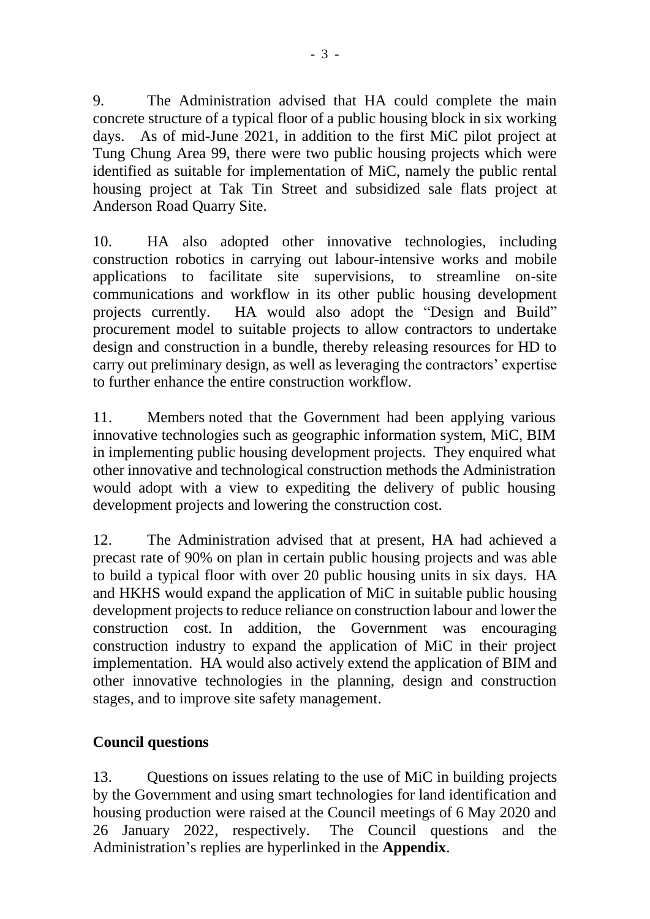9. The Administration advised that HA could complete the main concrete structure of a typical floor of a public housing block in six working days. As of mid-June 2021, in addition to the first MiC pilot project at Tung Chung Area 99, there were two public housing projects which were identified as suitable for implementation of MiC, namely the public rental housing project at Tak Tin Street and subsidized sale flats project at Anderson Road Quarry Site.

10. HA also adopted other innovative technologies, including construction robotics in carrying out labour-intensive works and mobile applications to facilitate site supervisions, to streamline on-site communications and workflow in its other public housing development projects currently. HA would also adopt the "Design and Build" procurement model to suitable projects to allow contractors to undertake design and construction in a bundle, thereby releasing resources for HD to carry out preliminary design, as well as leveraging the contractors' expertise to further enhance the entire construction workflow.

11. Members noted that the Government had been applying various innovative technologies such as geographic information system, MiC, BIM in implementing public housing development projects. They enquired what other innovative and technological construction methods the Administration would adopt with a view to expediting the delivery of public housing development projects and lowering the construction cost.

12. The Administration advised that at present, HA had achieved a precast rate of 90% on plan in certain public housing projects and was able to build a typical floor with over 20 public housing units in six days. HA and HKHS would expand the application of MiC in suitable public housing development projects to reduce reliance on construction labour and lower the construction cost. In addition, the Government was encouraging construction industry to expand the application of MiC in their project implementation. HA would also actively extend the application of BIM and other innovative technologies in the planning, design and construction stages, and to improve site safety management.

## Council questions

13. Questions on issues relating to the use of MiC in building projects by the Government and using smart technologies for land identification and housing production were raised at the Council meetings of 6 May 2020 and 26 January 2022, respectively. The Council questions and the Administration's replies are hyperlinked in the **Appendix**.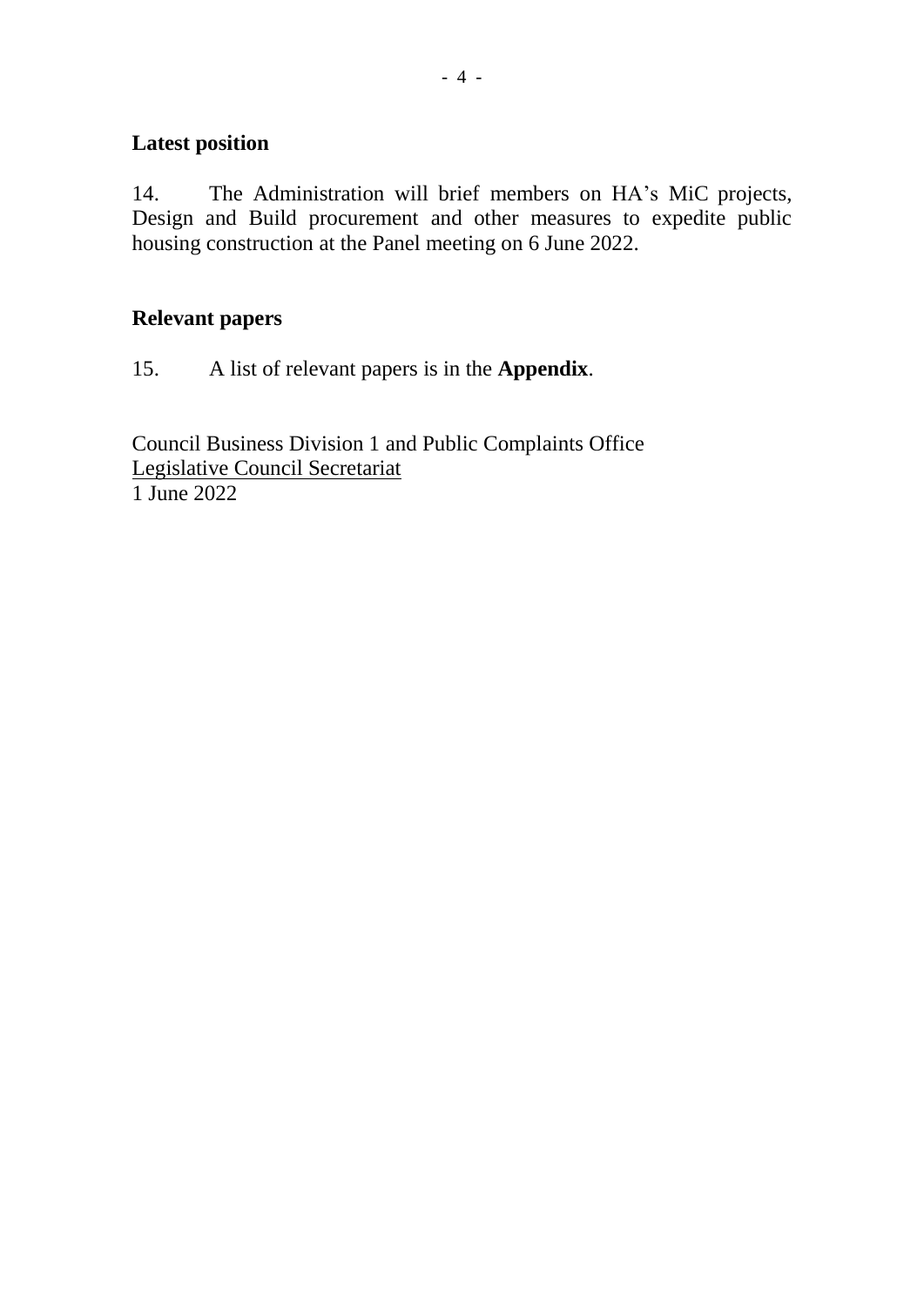**Latest position**

14. The Administration will brief members on HA's MiC projects, Design and Build procurement and other measures to expedite public housing construction at the Panel meeting on 6 June 2022.

**Relevant papers**

15. A list of relevant papers is in the **Appendix**.

Council Business Division 1 and Public Complaints Office
Legislative Council Secretariat
1 June 2022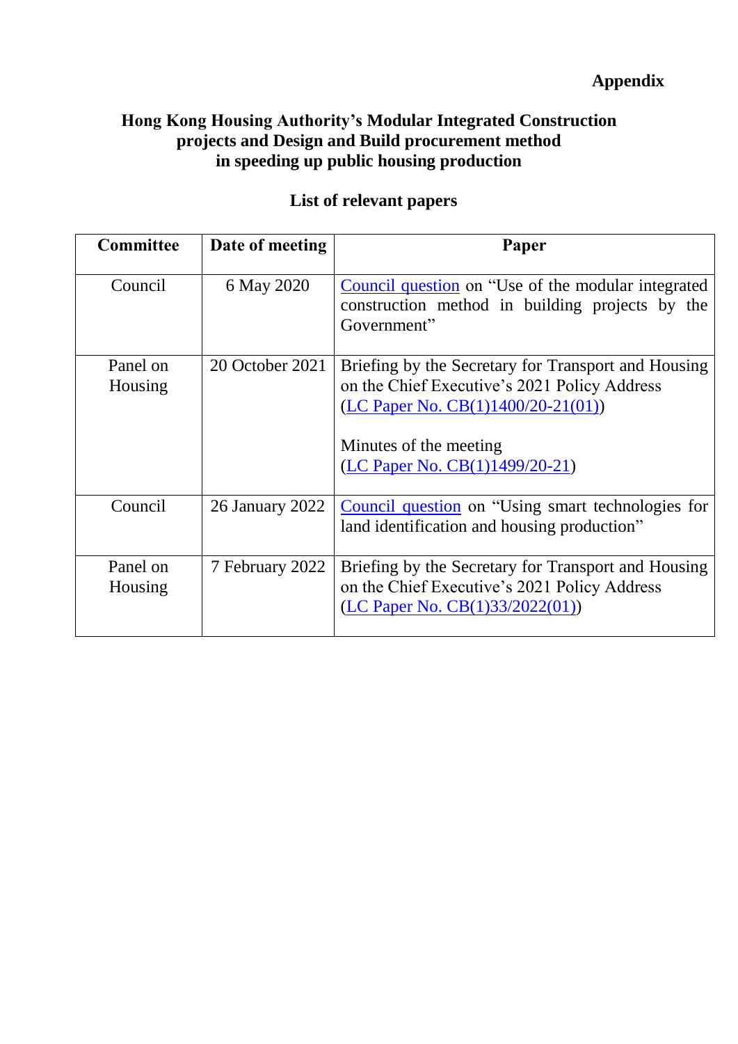**Appendix**

# Hong Kong Housing Authority's Modular Integrated Construction projects and Design and Build procurement method in speeding up public housing production

## List of relevant papers

| Committee | Date of meeting | Paper |
|---|---|---|
| Council | 6 May 2020 | Council question on "Use of the modular integrated construction method in building projects by the Government" |
| Panel on Housing | 20 October 2021 | Briefing by the Secretary for Transport and Housing on the Chief Executive's 2021 Policy Address (LC Paper No. CB(1)1400/20-21(01))<br><br>Minutes of the meeting (LC Paper No. CB(1)1499/20-21) |
| Council | 26 January 2022 | Council question on "Using smart technologies for land identification and housing production" |
| Panel on Housing | 7 February 2022 | Briefing by the Secretary for Transport and Housing on the Chief Executive's 2021 Policy Address (LC Paper No. CB(1)33/2022(01)) |